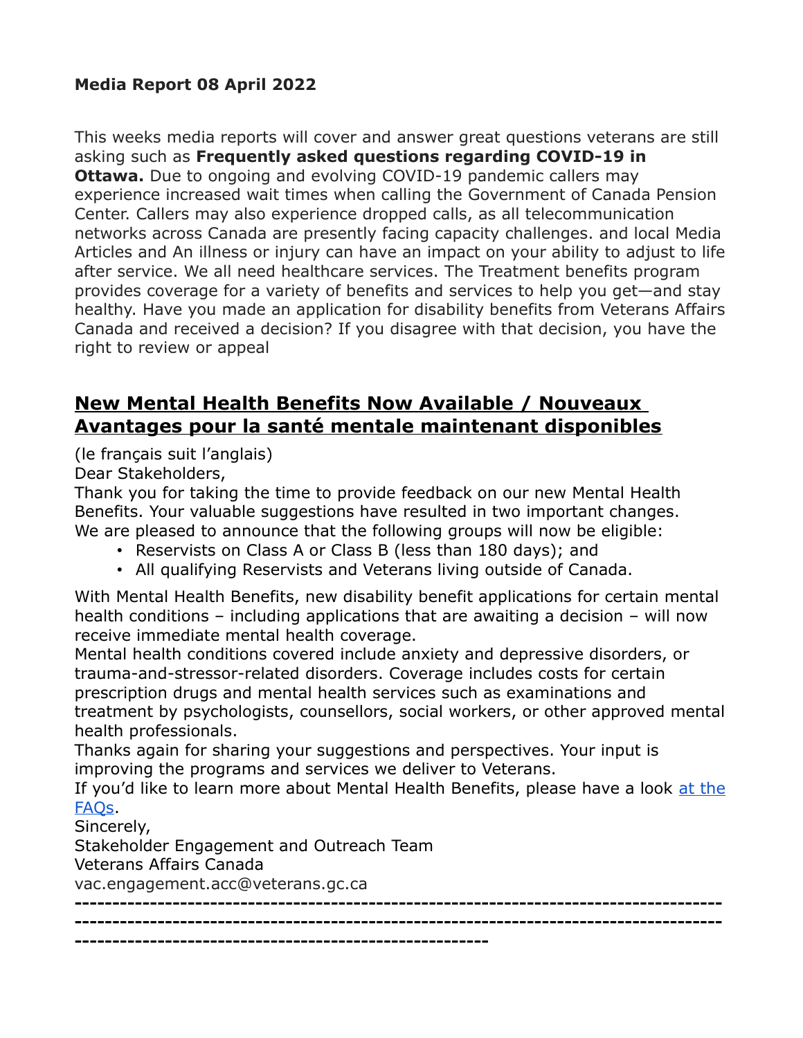**Media Report 08 April 2022**

This weeks media reports will cover and answer great questions veterans are still asking such as **Frequently asked questions regarding COVID-19 in Ottawa.** Due to ongoing and evolving COVID-19 pandemic callers may experience increased wait times when calling the Government of Canada Pension Center. Callers may also experience dropped calls, as all telecommunication networks across Canada are presently facing capacity challenges. and local Media Articles and An illness or injury can have an impact on your ability to adjust to life after service. We all need healthcare services. The Treatment benefits program provides coverage for a variety of benefits and services to help you get—and stay healthy. Have you made an application for disability benefits from Veterans Affairs Canada and received a decision? If you disagree with that decision, you have the right to review or appeal

## New Mental Health Benefits Now Available / Nouveaux Avantages pour la santé mentale maintenant disponibles

(le français suit l'anglais)

Dear Stakeholders,

Thank you for taking the time to provide feedback on our new Mental Health Benefits. Your valuable suggestions have resulted in two important changes. We are pleased to announce that the following groups will now be eligible:

- Reservists on Class A or Class B (less than 180 days); and
- All qualifying Reservists and Veterans living outside of Canada.

With Mental Health Benefits, new disability benefit applications for certain mental health conditions – including applications that are awaiting a decision – will now receive immediate mental health coverage.

Mental health conditions covered include anxiety and depressive disorders, or trauma-and-stressor-related disorders. Coverage includes costs for certain prescription drugs and mental health services such as examinations and treatment by psychologists, counsellors, social workers, or other approved mental health professionals.

Thanks again for sharing your suggestions and perspectives. Your input is improving the programs and services we deliver to Veterans.

If you'd like to learn more about Mental Health Benefits, please have a look at the FAQs.

Sincerely,

Stakeholder Engagement and Outreach Team

Veterans Affairs Canada

vac.engagement.acc@veterans.gc.ca

---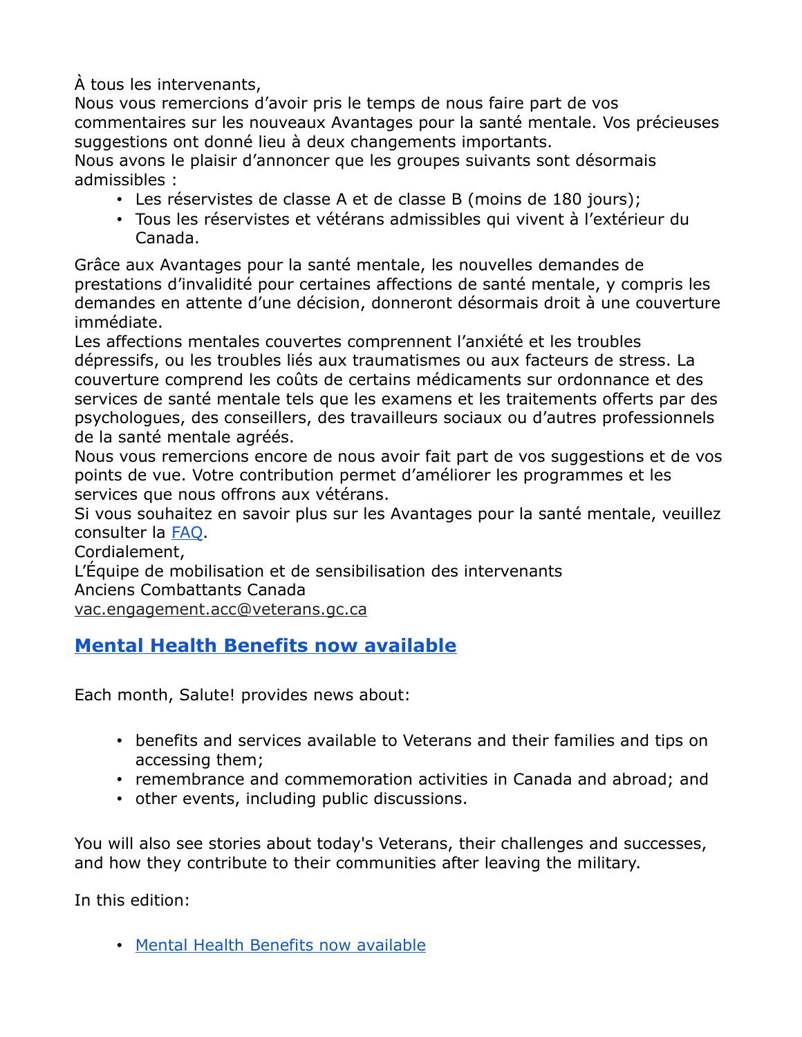À tous les intervenants,
Nous vous remercions d'avoir pris le temps de nous faire part de vos commentaires sur les nouveaux Avantages pour la santé mentale. Vos précieuses suggestions ont donné lieu à deux changements importants.
Nous avons le plaisir d'annoncer que les groupes suivants sont désormais admissibles :

- Les réservistes de classe A et de classe B (moins de 180 jours);
- Tous les réservistes et vétérans admissibles qui vivent à l'extérieur du Canada.

Grâce aux Avantages pour la santé mentale, les nouvelles demandes de prestations d'invalidité pour certaines affections de santé mentale, y compris les demandes en attente d'une décision, donneront désormais droit à une couverture immédiate.
Les affections mentales couvertes comprennent l'anxiété et les troubles dépressifs, ou les troubles liés aux traumatismes ou aux facteurs de stress. La couverture comprend les coûts de certains médicaments sur ordonnance et des services de santé mentale tels que les examens et les traitements offerts par des psychologues, des conseillers, des travailleurs sociaux ou d'autres professionnels de la santé mentale agréés.
Nous vous remercions encore de nous avoir fait part de vos suggestions et de vos points de vue. Votre contribution permet d'améliorer les programmes et les services que nous offrons aux vétérans.
Si vous souhaitez en savoir plus sur les Avantages pour la santé mentale, veuillez consulter la FAQ.
Cordialement,
L'Équipe de mobilisation et de sensibilisation des intervenants
Anciens Combattants Canada
vac.engagement.acc@veterans.gc.ca

## Mental Health Benefits now available

Each month, Salute! provides news about:

- benefits and services available to Veterans and their families and tips on accessing them;
- remembrance and commemoration activities in Canada and abroad; and
- other events, including public discussions.

You will also see stories about today's Veterans, their challenges and successes, and how they contribute to their communities after leaving the military.

In this edition:

- Mental Health Benefits now available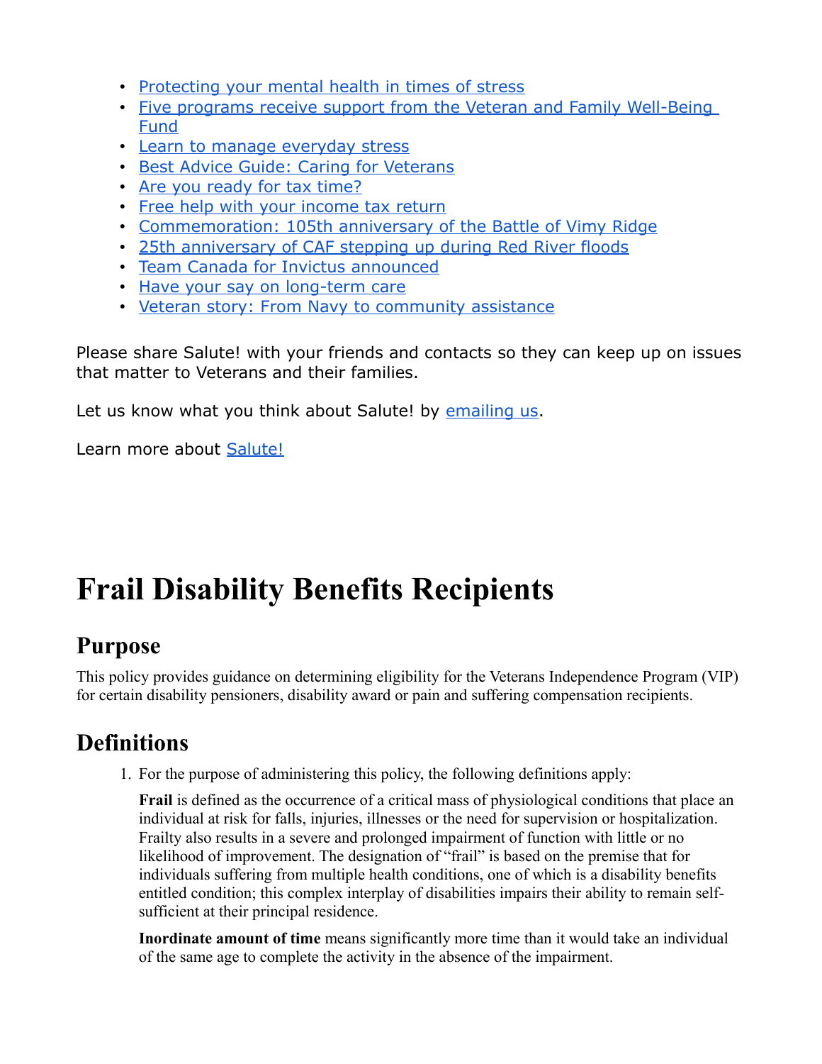- Protecting your mental health in times of stress
- Five programs receive support from the Veteran and Family Well-Being Fund
- Learn to manage everyday stress
- Best Advice Guide: Caring for Veterans
- Are you ready for tax time?
- Free help with your income tax return
- Commemoration: 105th anniversary of the Battle of Vimy Ridge
- 25th anniversary of CAF stepping up during Red River floods
- Team Canada for Invictus announced
- Have your say on long-term care
- Veteran story: From Navy to community assistance

Please share Salute! with your friends and contacts so they can keep up on issues that matter to Veterans and their families.

Let us know what you think about Salute! by emailing us.

Learn more about Salute!

# Frail Disability Benefits Recipients

## Purpose

This policy provides guidance on determining eligibility for the Veterans Independence Program (VIP) for certain disability pensioners, disability award or pain and suffering compensation recipients.

## Definitions

1. For the purpose of administering this policy, the following definitions apply:

   **Frail** is defined as the occurrence of a critical mass of physiological conditions that place an individual at risk for falls, injuries, illnesses or the need for supervision or hospitalization. Frailty also results in a severe and prolonged impairment of function with little or no likelihood of improvement. The designation of "frail" is based on the premise that for individuals suffering from multiple health conditions, one of which is a disability benefits entitled condition; this complex interplay of disabilities impairs their ability to remain self-sufficient at their principal residence.

   **Inordinate amount of time** means significantly more time than it would take an individual of the same age to complete the activity in the absence of the impairment.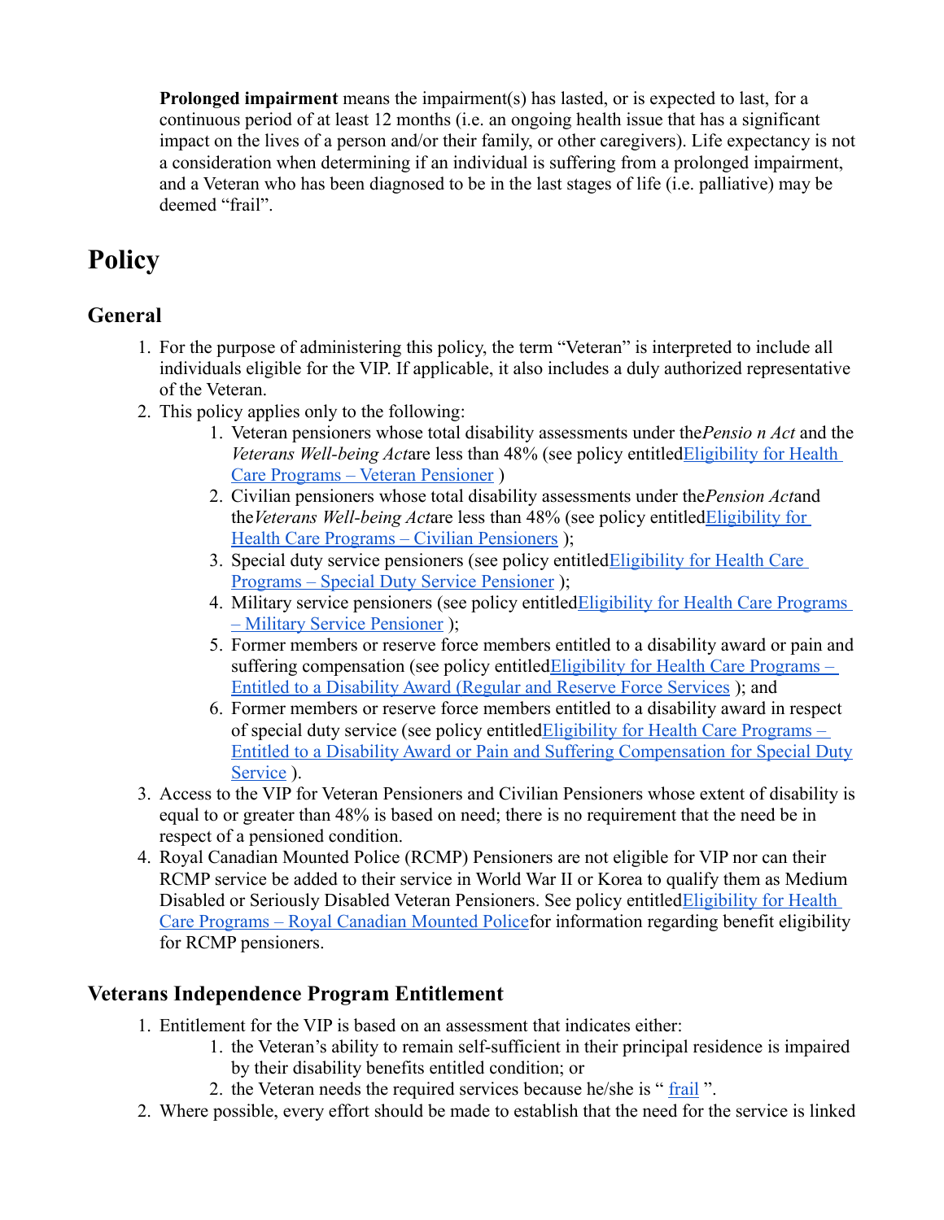**Prolonged impairment** means the impairment(s) has lasted, or is expected to last, for a continuous period of at least 12 months (i.e. an ongoing health issue that has a significant impact on the lives of a person and/or their family, or other caregivers). Life expectancy is not a consideration when determining if an individual is suffering from a prolonged impairment, and a Veteran who has been diagnosed to be in the last stages of life (i.e. palliative) may be deemed "frail".

# Policy

## General

1. For the purpose of administering this policy, the term "Veteran" is interpreted to include all individuals eligible for the VIP. If applicable, it also includes a duly authorized representative of the Veteran.
2. This policy applies only to the following:
   1. Veteran pensioners whose total disability assessments under the *Pensio n Act* and the *Veterans Well-being Act* are less than 48% (see policy entitled Eligibility for Health Care Programs – Veteran Pensioner )
   2. Civilian pensioners whose total disability assessments under the *Pension Act* and the *Veterans Well-being Act* are less than 48% (see policy entitled Eligibility for Health Care Programs – Civilian Pensioners );
   3. Special duty service pensioners (see policy entitled Eligibility for Health Care Programs – Special Duty Service Pensioner );
   4. Military service pensioners (see policy entitled Eligibility for Health Care Programs – Military Service Pensioner );
   5. Former members or reserve force members entitled to a disability award or pain and suffering compensation (see policy entitled Eligibility for Health Care Programs – Entitled to a Disability Award (Regular and Reserve Force Services ); and
   6. Former members or reserve force members entitled to a disability award in respect of special duty service (see policy entitled Eligibility for Health Care Programs – Entitled to a Disability Award or Pain and Suffering Compensation for Special Duty Service ).
3. Access to the VIP for Veteran Pensioners and Civilian Pensioners whose extent of disability is equal to or greater than 48% is based on need; there is no requirement that the need be in respect of a pensioned condition.
4. Royal Canadian Mounted Police (RCMP) Pensioners are not eligible for VIP nor can their RCMP service be added to their service in World War II or Korea to qualify them as Medium Disabled or Seriously Disabled Veteran Pensioners. See policy entitled Eligibility for Health Care Programs – Royal Canadian Mounted Police for information regarding benefit eligibility for RCMP pensioners.

## Veterans Independence Program Entitlement

1. Entitlement for the VIP is based on an assessment that indicates either:
   1. the Veteran's ability to remain self-sufficient in their principal residence is impaired by their disability benefits entitled condition; or
   2. the Veteran needs the required services because he/she is " frail ".
2. Where possible, every effort should be made to establish that the need for the service is linked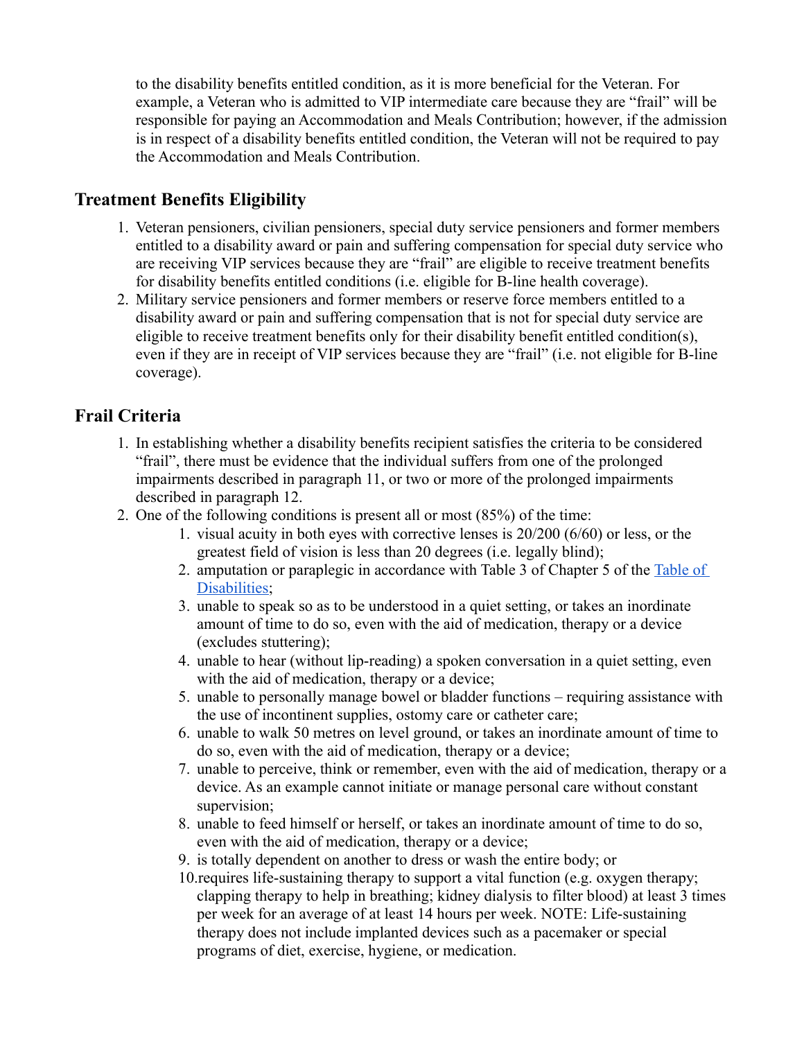to the disability benefits entitled condition, as it is more beneficial for the Veteran. For example, a Veteran who is admitted to VIP intermediate care because they are "frail" will be responsible for paying an Accommodation and Meals Contribution; however, if the admission is in respect of a disability benefits entitled condition, the Veteran will not be required to pay the Accommodation and Meals Contribution.

## Treatment Benefits Eligibility

1. Veteran pensioners, civilian pensioners, special duty service pensioners and former members entitled to a disability award or pain and suffering compensation for special duty service who are receiving VIP services because they are "frail" are eligible to receive treatment benefits for disability benefits entitled conditions (i.e. eligible for B-line health coverage).
2. Military service pensioners and former members or reserve force members entitled to a disability award or pain and suffering compensation that is not for special duty service are eligible to receive treatment benefits only for their disability benefit entitled condition(s), even if they are in receipt of VIP services because they are "frail" (i.e. not eligible for B-line coverage).

## Frail Criteria

1. In establishing whether a disability benefits recipient satisfies the criteria to be considered "frail", there must be evidence that the individual suffers from one of the prolonged impairments described in paragraph 11, or two or more of the prolonged impairments described in paragraph 12.
2. One of the following conditions is present all or most (85%) of the time:
    1. visual acuity in both eyes with corrective lenses is 20/200 (6/60) or less, or the greatest field of vision is less than 20 degrees (i.e. legally blind);
    2. amputation or paraplegic in accordance with Table 3 of Chapter 5 of the [Table of Disabilities](); 
    3. unable to speak so as to be understood in a quiet setting, or takes an inordinate amount of time to do so, even with the aid of medication, therapy or a device (excludes stuttering);
    4. unable to hear (without lip-reading) a spoken conversation in a quiet setting, even with the aid of medication, therapy or a device;
    5. unable to personally manage bowel or bladder functions – requiring assistance with the use of incontinent supplies, ostomy care or catheter care;
    6. unable to walk 50 metres on level ground, or takes an inordinate amount of time to do so, even with the aid of medication, therapy or a device;
    7. unable to perceive, think or remember, even with the aid of medication, therapy or a device. As an example cannot initiate or manage personal care without constant supervision;
    8. unable to feed himself or herself, or takes an inordinate amount of time to do so, even with the aid of medication, therapy or a device;
    9. is totally dependent on another to dress or wash the entire body; or
    10. requires life-sustaining therapy to support a vital function (e.g. oxygen therapy; clapping therapy to help in breathing; kidney dialysis to filter blood) at least 3 times per week for an average of at least 14 hours per week. NOTE: Life-sustaining therapy does not include implanted devices such as a pacemaker or special programs of diet, exercise, hygiene, or medication.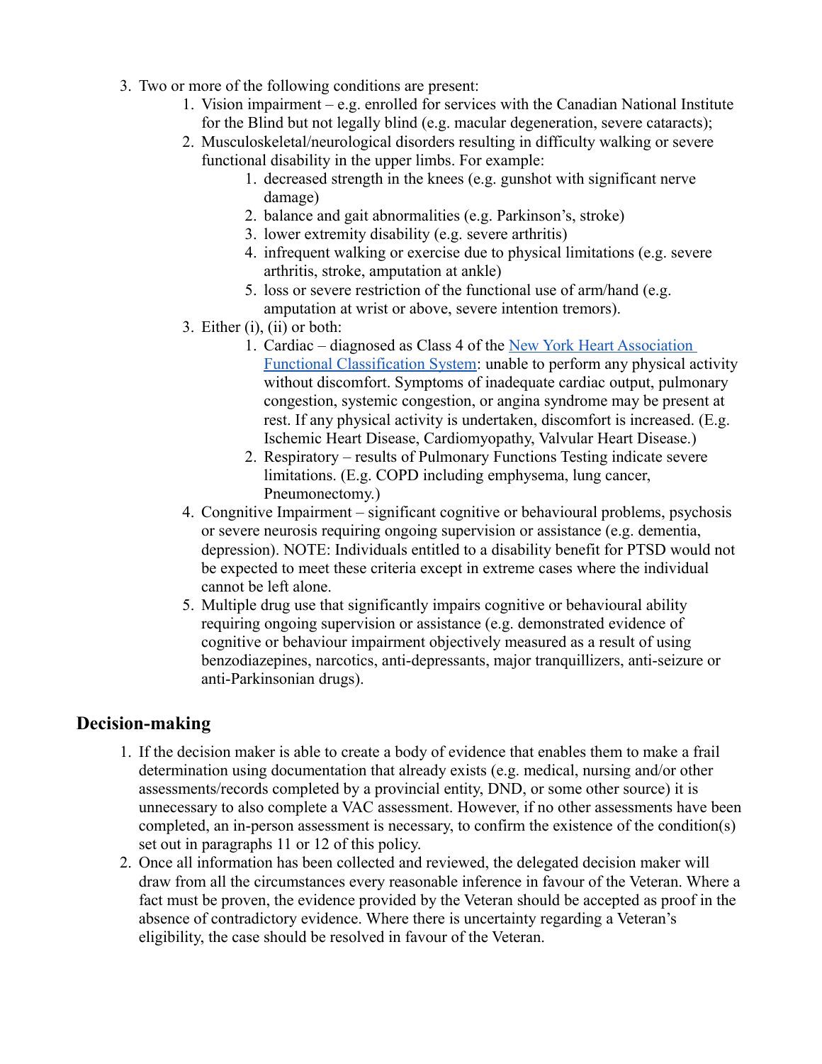3. Two or more of the following conditions are present:
    1. Vision impairment – e.g. enrolled for services with the Canadian National Institute for the Blind but not legally blind (e.g. macular degeneration, severe cataracts);
    2. Musculoskeletal/neurological disorders resulting in difficulty walking or severe functional disability in the upper limbs. For example:
        1. decreased strength in the knees (e.g. gunshot with significant nerve damage)
        2. balance and gait abnormalities (e.g. Parkinson's, stroke)
        3. lower extremity disability (e.g. severe arthritis)
        4. infrequent walking or exercise due to physical limitations (e.g. severe arthritis, stroke, amputation at ankle)
        5. loss or severe restriction of the functional use of arm/hand (e.g. amputation at wrist or above, severe intention tremors).
    3. Either (i), (ii) or both:
        1. Cardiac – diagnosed as Class 4 of the [New York Heart Association Functional Classification System](): unable to perform any physical activity without discomfort. Symptoms of inadequate cardiac output, pulmonary congestion, systemic congestion, or angina syndrome may be present at rest. If any physical activity is undertaken, discomfort is increased. (E.g. Ischemic Heart Disease, Cardiomyopathy, Valvular Heart Disease.)
        2. Respiratory – results of Pulmonary Functions Testing indicate severe limitations. (E.g. COPD including emphysema, lung cancer, Pneumonectomy.)
    4. Congnitive Impairment – significant cognitive or behavioural problems, psychosis or severe neurosis requiring ongoing supervision or assistance (e.g. dementia, depression). NOTE: Individuals entitled to a disability benefit for PTSD would not be expected to meet these criteria except in extreme cases where the individual cannot be left alone.
    5. Multiple drug use that significantly impairs cognitive or behavioural ability requiring ongoing supervision or assistance (e.g. demonstrated evidence of cognitive or behaviour impairment objectively measured as a result of using benzodiazepines, narcotics, anti-depressants, major tranquillizers, anti-seizure or anti-Parkinsonian drugs).

## Decision-making

1. If the decision maker is able to create a body of evidence that enables them to make a frail determination using documentation that already exists (e.g. medical, nursing and/or other assessments/records completed by a provincial entity, DND, or some other source) it is unnecessary to also complete a VAC assessment. However, if no other assessments have been completed, an in-person assessment is necessary, to confirm the existence of the condition(s) set out in paragraphs 11 or 12 of this policy.
2. Once all information has been collected and reviewed, the delegated decision maker will draw from all the circumstances every reasonable inference in favour of the Veteran. Where a fact must be proven, the evidence provided by the Veteran should be accepted as proof in the absence of contradictory evidence. Where there is uncertainty regarding a Veteran's eligibility, the case should be resolved in favour of the Veteran.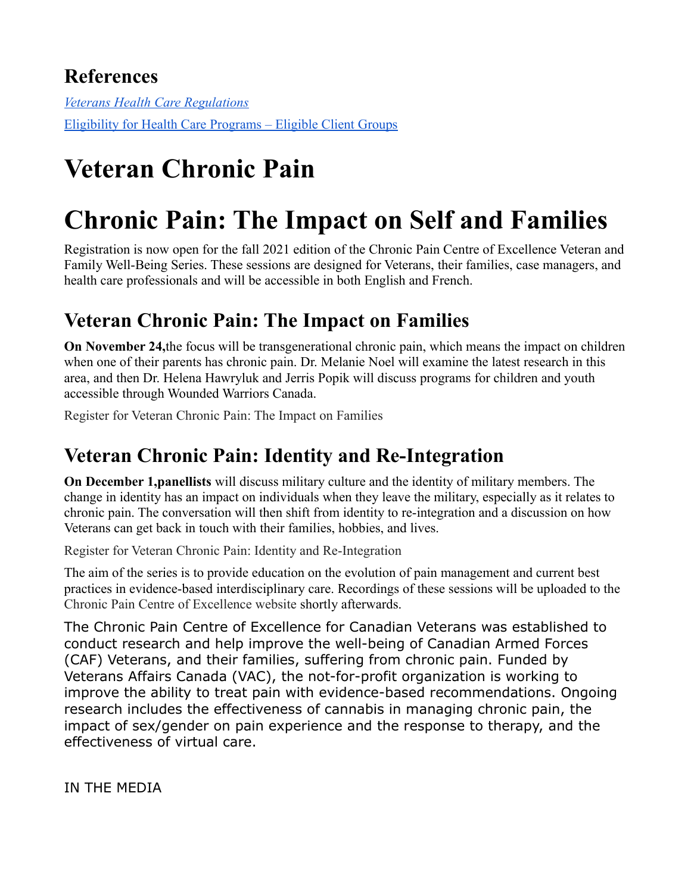## References

*Veterans Health Care Regulations*

Eligibility for Health Care Programs – Eligible Client Groups

# Veteran Chronic Pain

# Chronic Pain: The Impact on Self and Families

Registration is now open for the fall 2021 edition of the Chronic Pain Centre of Excellence Veteran and Family Well-Being Series. These sessions are designed for Veterans, their families, case managers, and health care professionals and will be accessible in both English and French.

## Veteran Chronic Pain: The Impact on Families

**On November 24,**the focus will be transgenerational chronic pain, which means the impact on children when one of their parents has chronic pain. Dr. Melanie Noel will examine the latest research in this area, and then Dr. Helena Hawryluk and Jerris Popik will discuss programs for children and youth accessible through Wounded Warriors Canada.

Register for Veteran Chronic Pain: The Impact on Families

## Veteran Chronic Pain: Identity and Re-Integration

**On December 1,panellists** will discuss military culture and the identity of military members. The change in identity has an impact on individuals when they leave the military, especially as it relates to chronic pain. The conversation will then shift from identity to re-integration and a discussion on how Veterans can get back in touch with their families, hobbies, and lives.

Register for Veteran Chronic Pain: Identity and Re-Integration

The aim of the series is to provide education on the evolution of pain management and current best practices in evidence-based interdisciplinary care. Recordings of these sessions will be uploaded to the Chronic Pain Centre of Excellence website shortly afterwards.

The Chronic Pain Centre of Excellence for Canadian Veterans was established to conduct research and help improve the well-being of Canadian Armed Forces (CAF) Veterans, and their families, suffering from chronic pain. Funded by Veterans Affairs Canada (VAC), the not-for-profit organization is working to improve the ability to treat pain with evidence-based recommendations. Ongoing research includes the effectiveness of cannabis in managing chronic pain, the impact of sex/gender on pain experience and the response to therapy, and the effectiveness of virtual care.

IN THE MEDIA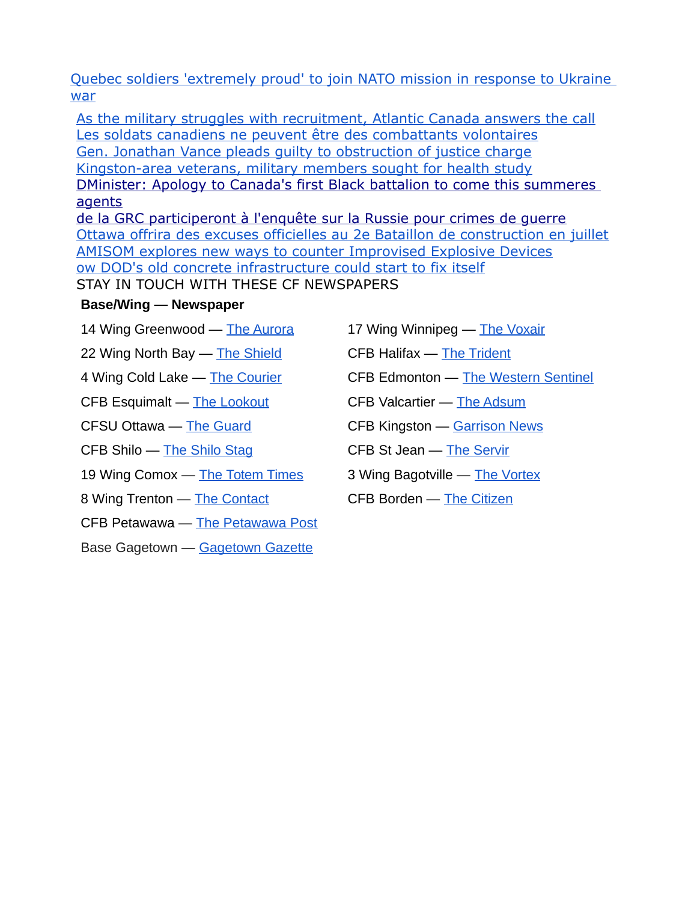Quebec soldiers 'extremely proud' to join NATO mission in response to Ukraine war

As the military struggles with recruitment, Atlantic Canada answers the call
Les soldats canadiens ne peuvent être des combattants volontaires
Gen. Jonathan Vance pleads guilty to obstruction of justice charge
Kingston-area veterans, military members sought for health study
DMinister: Apology to Canada's first Black battalion to come this summeres agents
de la GRC participeront à l'enquête sur la Russie pour crimes de guerre
Ottawa offrira des excuses officielles au 2e Bataillon de construction en juillet
AMISOM explores new ways to counter Improvised Explosive Devices
ow DOD's old concrete infrastructure could start to fix itself
STAY IN TOUCH WITH THESE CF NEWSPAPERS

**Base/Wing — Newspaper**

14 Wing Greenwood — The Aurora

22 Wing North Bay — The Shield

4 Wing Cold Lake — The Courier

CFB Esquimalt — The Lookout

CFSU Ottawa — The Guard

CFB Shilo — The Shilo Stag

19 Wing Comox — The Totem Times

8 Wing Trenton — The Contact

CFB Petawawa — The Petawawa Post

Base Gagetown — Gagetown Gazette

17 Wing Winnipeg — The Voxair

CFB Halifax — The Trident

CFB Edmonton — The Western Sentinel

CFB Valcartier — The Adsum

CFB Kingston — Garrison News

CFB St Jean — The Servir

3 Wing Bagotville — The Vortex

CFB Borden — The Citizen